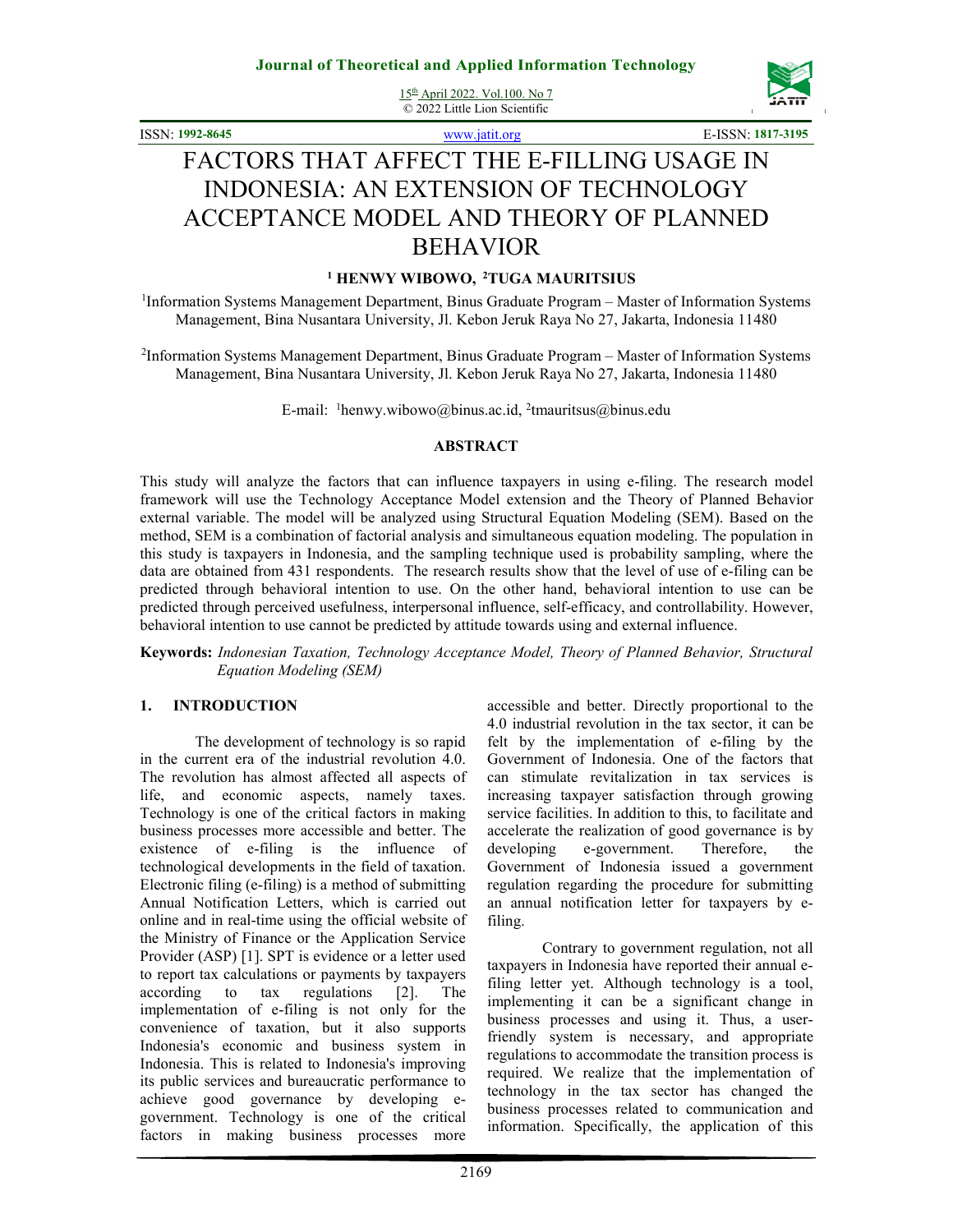# FACTORS THAT AFFECT THE E-FILLING USAGE IN INDONESIA: AN EXTENSION OF TECHNOLOGY ACCEPTANCE MODEL AND THEORY OF PLANNED BEHAVIOR

**[1] HENWY WIBOWO, [2]TUGA MAURITSIUS**

[1]Information Systems Management Department, Binus Graduate Program – Master of Information Systems Management, Bina Nusantara University, Jl. Kebon Jeruk Raya No 27, Jakarta, Indonesia 11480

[2]Information Systems Management Department, Binus Graduate Program – Master of Information Systems Management, Bina Nusantara University, Jl. Kebon Jeruk Raya No 27, Jakarta, Indonesia 11480

E-mail: [1]henwy.wibowo@binus.ac.id, [2]tmauritsus@binus.edu

## ABSTRACT

This study will analyze the factors that can influence taxpayers in using e-filing. The research model framework will use the Technology Acceptance Model extension and the Theory of Planned Behavior external variable. The model will be analyzed using Structural Equation Modeling (SEM). Based on the method, SEM is a combination of factorial analysis and simultaneous equation modeling. The population in this study is taxpayers in Indonesia, and the sampling technique used is probability sampling, where the data are obtained from 431 respondents. The research results show that the level of use of e-filing can be predicted through behavioral intention to use. On the other hand, behavioral intention to use can be predicted through perceived usefulness, interpersonal influence, self-efficacy, and controllability. However, behavioral intention to use cannot be predicted by attitude towards using and external influence.

**Keywords:** *Indonesian Taxation, Technology Acceptance Model, Theory of Planned Behavior, Structural Equation Modeling (SEM)*

## 1. INTRODUCTION

The development of technology is so rapid in the current era of the industrial revolution 4.0. The revolution has almost affected all aspects of life, and economic aspects, namely taxes. Technology is one of the critical factors in making business processes more accessible and better. The existence of e-filing is the influence of technological developments in the field of taxation. Electronic filing (e-filing) is a method of submitting Annual Notification Letters, which is carried out online and in real-time using the official website of the Ministry of Finance or the Application Service Provider (ASP) [1]. SPT is evidence or a letter used to report tax calculations or payments by taxpayers according to tax regulations [2]. The implementation of e-filing is not only for the convenience of taxation, but it also supports Indonesia's economic and business system in Indonesia. This is related to Indonesia's improving its public services and bureaucratic performance to achieve good governance by developing e-government. Technology is one of the critical factors in making business processes more accessible and better. Directly proportional to the 4.0 industrial revolution in the tax sector, it can be felt by the implementation of e-filing by the Government of Indonesia. One of the factors that can stimulate revitalization in tax services is increasing taxpayer satisfaction through growing service facilities. In addition to this, to facilitate and accelerate the realization of good governance is by developing e-government. Therefore, the Government of Indonesia issued a government regulation regarding the procedure for submitting an annual notification letter for taxpayers by e-filing.

Contrary to government regulation, not all taxpayers in Indonesia have reported their annual e-filing letter yet. Although technology is a tool, implementing it can be a significant change in business processes and using it. Thus, a user-friendly system is necessary, and appropriate regulations to accommodate the transition process is required. We realize that the implementation of technology in the tax sector has changed the business processes related to communication and information. Specifically, the application of this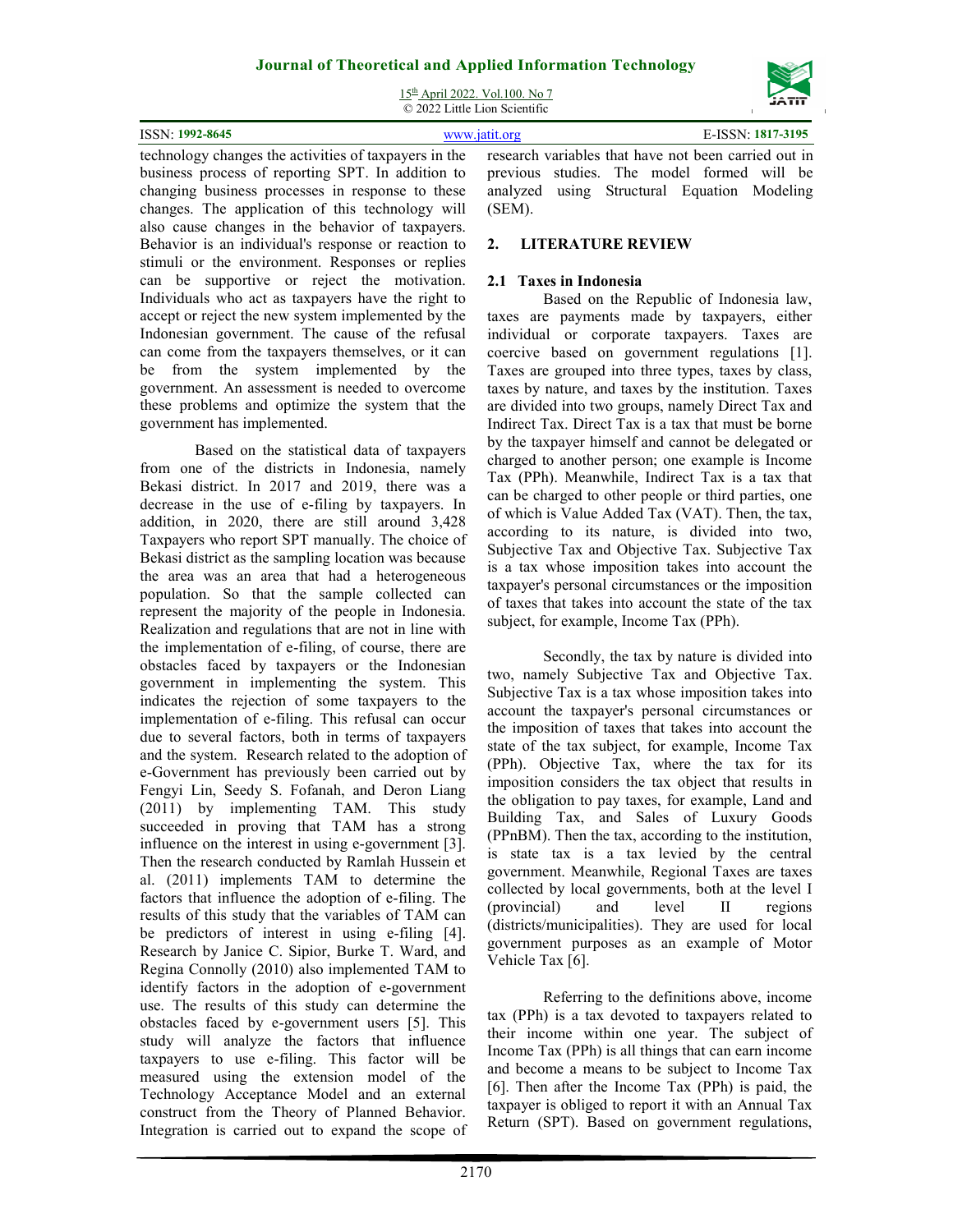technology changes the activities of taxpayers in the business process of reporting SPT. In addition to changing business processes in response to these changes. The application of this technology will also cause changes in the behavior of taxpayers. Behavior is an individual's response or reaction to stimuli or the environment. Responses or replies can be supportive or reject the motivation. Individuals who act as taxpayers have the right to accept or reject the new system implemented by the Indonesian government. The cause of the refusal can come from the taxpayers themselves, or it can be from the system implemented by the government. An assessment is needed to overcome these problems and optimize the system that the government has implemented.

Based on the statistical data of taxpayers from one of the districts in Indonesia, namely Bekasi district. In 2017 and 2019, there was a decrease in the use of e-filing by taxpayers. In addition, in 2020, there are still around 3,428 Taxpayers who report SPT manually. The choice of Bekasi district as the sampling location was because the area was an area that had a heterogeneous population. So that the sample collected can represent the majority of the people in Indonesia. Realization and regulations that are not in line with the implementation of e-filing, of course, there are obstacles faced by taxpayers or the Indonesian government in implementing the system. This indicates the rejection of some taxpayers to the implementation of e-filing. This refusal can occur due to several factors, both in terms of taxpayers and the system. Research related to the adoption of e-Government has previously been carried out by Fengyi Lin, Seedy S. Fofanah, and Deron Liang (2011) by implementing TAM. This study succeeded in proving that TAM has a strong influence on the interest in using e-government [3]. Then the research conducted by Ramlah Hussein et al. (2011) implements TAM to determine the factors that influence the adoption of e-filing. The results of this study that the variables of TAM can be predictors of interest in using e-filing [4]. Research by Janice C. Sipior, Burke T. Ward, and Regina Connolly (2010) also implemented TAM to identify factors in the adoption of e-government use. The results of this study can determine the obstacles faced by e-government users [5]. This study will analyze the factors that influence taxpayers to use e-filing. This factor will be measured using the extension model of the Technology Acceptance Model and an external construct from the Theory of Planned Behavior. Integration is carried out to expand the scope of research variables that have not been carried out in previous studies. The model formed will be analyzed using Structural Equation Modeling (SEM).

## 2. LITERATURE REVIEW

### 2.1 Taxes in Indonesia

Based on the Republic of Indonesia law, taxes are payments made by taxpayers, either individual or corporate taxpayers. Taxes are coercive based on government regulations [1]. Taxes are grouped into three types, taxes by class, taxes by nature, and taxes by the institution. Taxes are divided into two groups, namely Direct Tax and Indirect Tax. Direct Tax is a tax that must be borne by the taxpayer himself and cannot be delegated or charged to another person; one example is Income Tax (PPh). Meanwhile, Indirect Tax is a tax that can be charged to other people or third parties, one of which is Value Added Tax (VAT). Then, the tax, according to its nature, is divided into two, Subjective Tax and Objective Tax. Subjective Tax is a tax whose imposition takes into account the taxpayer's personal circumstances or the imposition of taxes that takes into account the state of the tax subject, for example, Income Tax (PPh).

Secondly, the tax by nature is divided into two, namely Subjective Tax and Objective Tax. Subjective Tax is a tax whose imposition takes into account the taxpayer's personal circumstances or the imposition of taxes that takes into account the state of the tax subject, for example, Income Tax (PPh). Objective Tax, where the tax for its imposition considers the tax object that results in the obligation to pay taxes, for example, Land and Building Tax, and Sales of Luxury Goods (PPnBM). Then the tax, according to the institution, is state tax is a tax levied by the central government. Meanwhile, Regional Taxes are taxes collected by local governments, both at the level I (provincial) and level II regions (districts/municipalities). They are used for local government purposes as an example of Motor Vehicle Tax [6].

Referring to the definitions above, income tax (PPh) is a tax devoted to taxpayers related to their income within one year. The subject of Income Tax (PPh) is all things that can earn income and become a means to be subject to Income Tax [6]. Then after the Income Tax (PPh) is paid, the taxpayer is obliged to report it with an Annual Tax Return (SPT). Based on government regulations,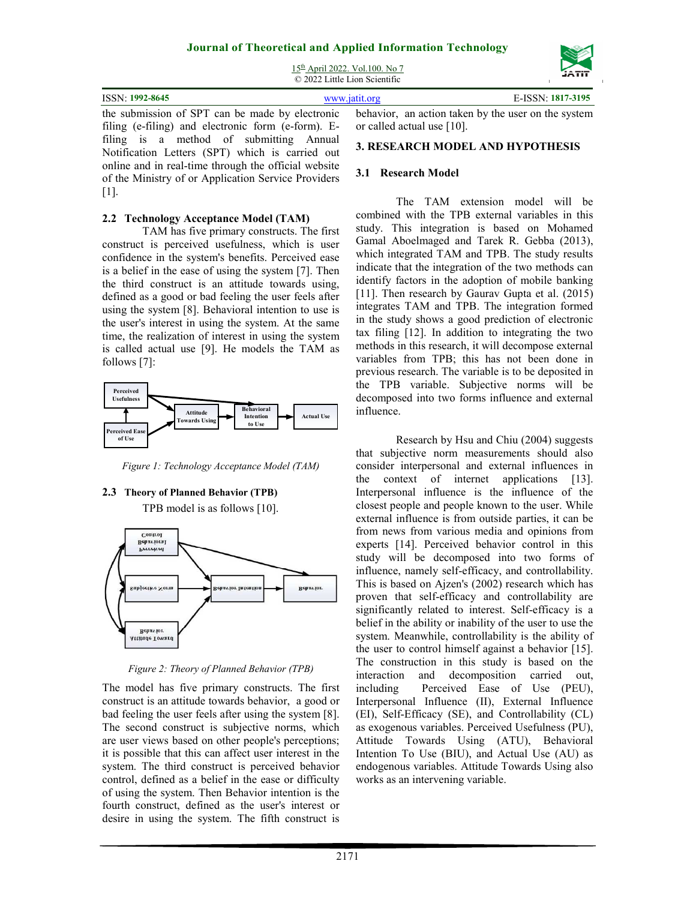the submission of SPT can be made by electronic filing (e-filing) and electronic form (e-form). E-filing is a method of submitting Annual Notification Letters (SPT) which is carried out online and in real-time through the official website of the Ministry of or Application Service Providers [1].

## 2.2 Technology Acceptance Model (TAM)

TAM has five primary constructs. The first construct is perceived usefulness, which is user confidence in the system's benefits. Perceived ease is a belief in the ease of using the system [7]. Then the third construct is an attitude towards using, defined as a good or bad feeling the user feels after using the system [8]. Behavioral intention to use is the user's interest in using the system. At the same time, the realization of interest in using the system is called actual use [9]. He models the TAM as follows [7]:

*Figure 1: Technology Acceptance Model (TAM)*

## 2.3 Theory of Planned Behavior (TPB)

TPB model is as follows [10].

*Figure 2: Theory of Planned Behavior (TPB)*

The model has five primary constructs. The first construct is an attitude towards behavior, a good or bad feeling the user feels after using the system [8]. The second construct is subjective norms, which are user views based on other people's perceptions; it is possible that this can affect user interest in the system. The third construct is perceived behavior control, defined as a belief in the ease or difficulty of using the system. Then Behavior intention is the fourth construct, defined as the user's interest or desire in using the system. The fifth construct is behavior, an action taken by the user on the system or called actual use [10].

# 3. RESEARCH MODEL AND HYPOTHESIS

## 3.1 Research Model

The TAM extension model will be combined with the TPB external variables in this study. This integration is based on Mohamed Gamal Aboelmaged and Tarek R. Gebba (2013), which integrated TAM and TPB. The study results indicate that the integration of the two methods can identify factors in the adoption of mobile banking [11]. Then research by Gaurav Gupta et al. (2015) integrates TAM and TPB. The integration formed in the study shows a good prediction of electronic tax filing [12]. In addition to integrating the two methods in this research, it will decompose external variables from TPB; this has not been done in previous research. The variable is to be deposited in the TPB variable. Subjective norms will be decomposed into two forms influence and external influence.

Research by Hsu and Chiu (2004) suggests that subjective norm measurements should also consider interpersonal and external influences in the context of internet applications [13]. Interpersonal influence is the influence of the closest people and people known to the user. While external influence is from outside parties, it can be from news from various media and opinions from experts [14]. Perceived behavior control in this study will be decomposed into two forms of influence, namely self-efficacy, and controllability. This is based on Ajzen's (2002) research which has proven that self-efficacy and controllability are significantly related to interest. Self-efficacy is a belief in the ability or inability of the user to use the system. Meanwhile, controllability is the ability of the user to control himself against a behavior [15]. The construction in this study is based on the interaction and decomposition carried out, including Perceived Ease of Use (PEU), Interpersonal Influence (II), External Influence (EI), Self-Efficacy (SE), and Controllability (CL) as exogenous variables. Perceived Usefulness (PU), Attitude Towards Using (ATU), Behavioral Intention To Use (BIU), and Actual Use (AU) as endogenous variables. Attitude Towards Using also works as an intervening variable.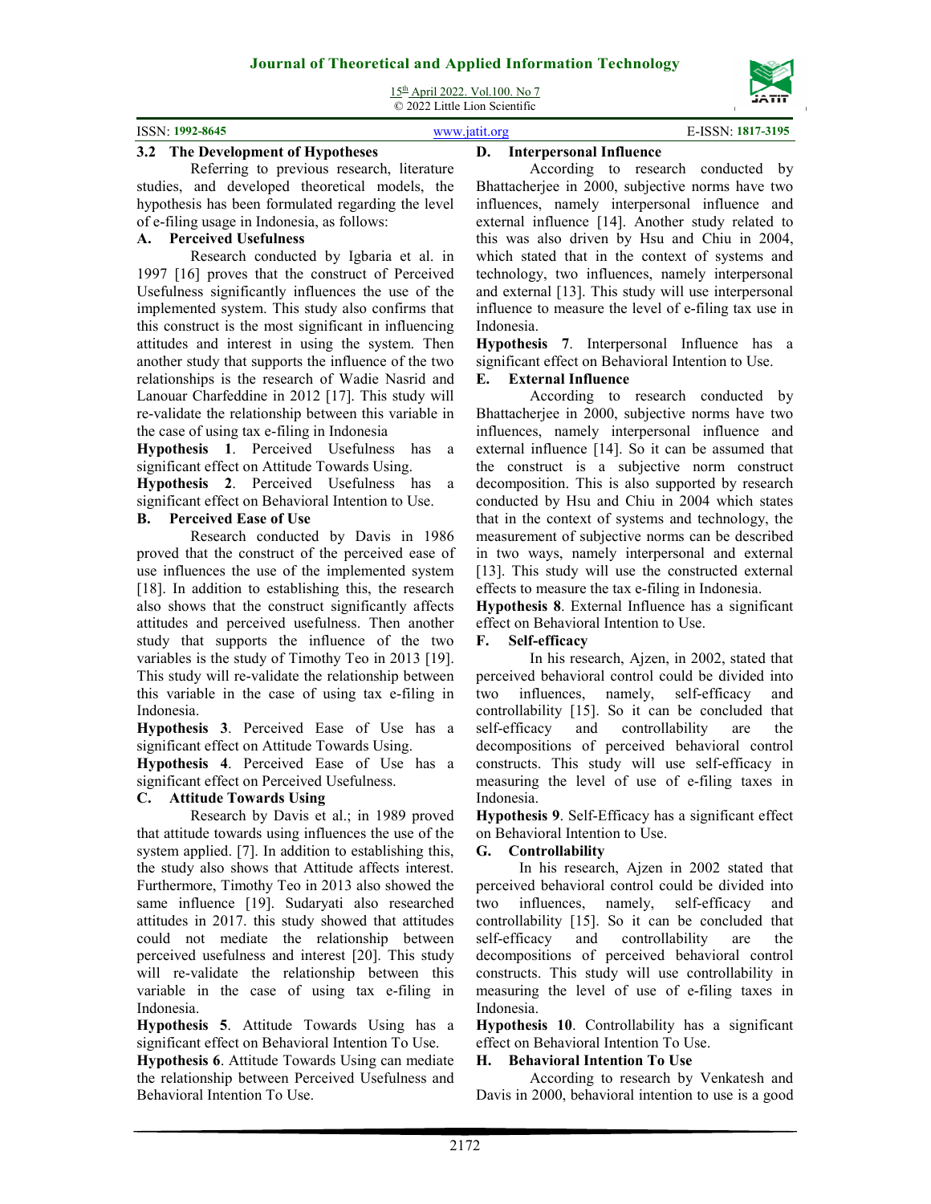### 3.2 The Development of Hypotheses

Referring to previous research, literature studies, and developed theoretical models, the hypothesis has been formulated regarding the level of e-filing usage in Indonesia, as follows:

#### A. Perceived Usefulness

Research conducted by Igbaria et al. in 1997 [16] proves that the construct of Perceived Usefulness significantly influences the use of the implemented system. This study also confirms that this construct is the most significant in influencing attitudes and interest in using the system. Then another study that supports the influence of the two relationships is the research of Wadie Nasrid and Lanouar Charfeddine in 2012 [17]. This study will re-validate the relationship between this variable in the case of using tax e-filing in Indonesia

**Hypothesis 1**. Perceived Usefulness has a significant effect on Attitude Towards Using.

**Hypothesis 2**. Perceived Usefulness has a significant effect on Behavioral Intention to Use.

#### B. Perceived Ease of Use

Research conducted by Davis in 1986 proved that the construct of the perceived ease of use influences the use of the implemented system [18]. In addition to establishing this, the research also shows that the construct significantly affects attitudes and perceived usefulness. Then another study that supports the influence of the two variables is the study of Timothy Teo in 2013 [19]. This study will re-validate the relationship between this variable in the case of using tax e-filing in Indonesia.

**Hypothesis 3**. Perceived Ease of Use has a significant effect on Attitude Towards Using.

**Hypothesis 4**. Perceived Ease of Use has a significant effect on Perceived Usefulness.

#### C. Attitude Towards Using

Research by Davis et al.; in 1989 proved that attitude towards using influences the use of the system applied. [7]. In addition to establishing this, the study also shows that Attitude affects interest. Furthermore, Timothy Teo in 2013 also showed the same influence [19]. Sudaryati also researched attitudes in 2017. this study showed that attitudes could not mediate the relationship between perceived usefulness and interest [20]. This study will re-validate the relationship between this variable in the case of using tax e-filing in Indonesia.

**Hypothesis 5**. Attitude Towards Using has a significant effect on Behavioral Intention To Use.

**Hypothesis 6**. Attitude Towards Using can mediate the relationship between Perceived Usefulness and Behavioral Intention To Use.

#### D. Interpersonal Influence

According to research conducted by Bhattacherjee in 2000, subjective norms have two influences, namely interpersonal influence and external influence [14]. Another study related to this was also driven by Hsu and Chiu in 2004, which stated that in the context of systems and technology, two influences, namely interpersonal and external [13]. This study will use interpersonal influence to measure the level of e-filing tax use in Indonesia.

**Hypothesis 7**. Interpersonal Influence has a significant effect on Behavioral Intention to Use.

#### E. External Influence

According to research conducted by Bhattacherjee in 2000, subjective norms have two influences, namely interpersonal influence and external influence [14]. So it can be assumed that the construct is a subjective norm construct decomposition. This is also supported by research conducted by Hsu and Chiu in 2004 which states that in the context of systems and technology, the measurement of subjective norms can be described in two ways, namely interpersonal and external [13]. This study will use the constructed external effects to measure the tax e-filing in Indonesia.

**Hypothesis 8**. External Influence has a significant effect on Behavioral Intention to Use.

#### F. Self-efficacy

In his research, Ajzen, in 2002, stated that perceived behavioral control could be divided into two influences, namely, self-efficacy and controllability [15]. So it can be concluded that self-efficacy and controllability are the decompositions of perceived behavioral control constructs. This study will use self-efficacy in measuring the level of use of e-filing taxes in Indonesia.

**Hypothesis 9**. Self-Efficacy has a significant effect on Behavioral Intention to Use.

#### G. Controllability

In his research, Ajzen in 2002 stated that perceived behavioral control could be divided into two influences, namely, self-efficacy and controllability [15]. So it can be concluded that self-efficacy and controllability are the decompositions of perceived behavioral control constructs. This study will use controllability in measuring the level of use of e-filing taxes in Indonesia.

**Hypothesis 10**. Controllability has a significant effect on Behavioral Intention To Use.

#### H. Behavioral Intention To Use

According to research by Venkatesh and Davis in 2000, behavioral intention to use is a good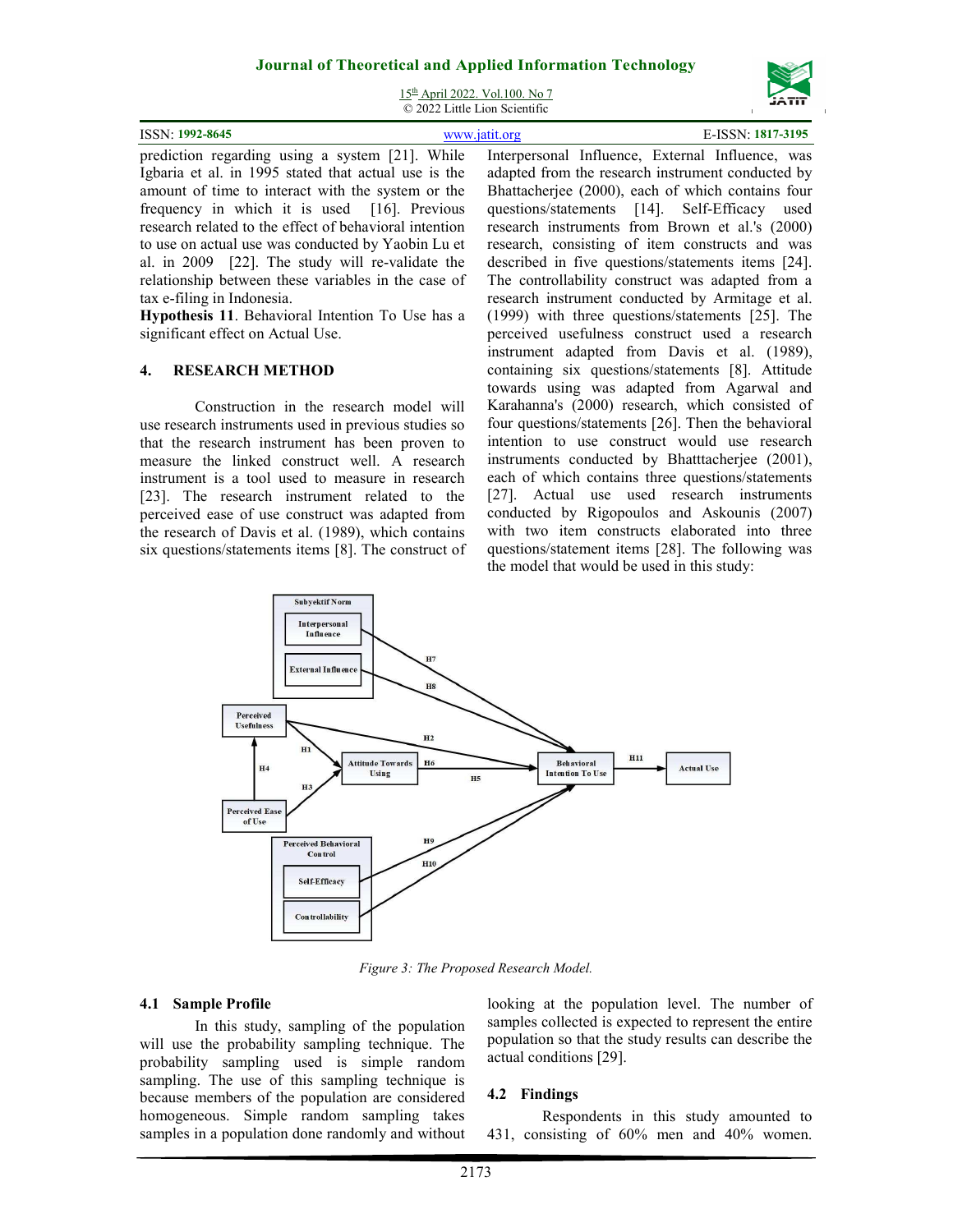prediction regarding using a system [21]. While Igbaria et al. in 1995 stated that actual use is the amount of time to interact with the system or the frequency in which it is used [16]. Previous research related to the effect of behavioral intention to use on actual use was conducted by Yaobin Lu et al. in 2009 [22]. The study will re-validate the relationship between these variables in the case of tax e-filing in Indonesia.

**Hypothesis 11**. Behavioral Intention To Use has a significant effect on Actual Use.

## 4. RESEARCH METHOD

Construction in the research model will use research instruments used in previous studies so that the research instrument has been proven to measure the linked construct well. A research instrument is a tool used to measure in research [23]. The research instrument related to the perceived ease of use construct was adapted from the research of Davis et al. (1989), which contains six questions/statements items [8]. The construct of Interpersonal Influence, External Influence, was adapted from the research instrument conducted by Bhattacherjee (2000), each of which contains four questions/statements [14]. Self-Efficacy used research instruments from Brown et al.'s (2000) research, consisting of item constructs and was described in five questions/statements items [24]. The controllability construct was adapted from a research instrument conducted by Armitage et al. (1999) with three questions/statements [25]. The perceived usefulness construct used a research instrument adapted from Davis et al. (1989), containing six questions/statements [8]. Attitude towards using was adapted from Agarwal and Karahanna's (2000) research, which consisted of four questions/statements [26]. Then the behavioral intention to use construct would use research instruments conducted by Bhatttacherjee (2001), each of which contains three questions/statements [27]. Actual use used research instruments conducted by Rigopoulos and Askounis (2007) with two item constructs elaborated into three questions/statement items [28]. The following was the model that would be used in this study:

*Figure 3: The Proposed Research Model.*

### 4.1 Sample Profile

In this study, sampling of the population will use the probability sampling technique. The probability sampling used is simple random sampling. The use of this sampling technique is because members of the population are considered homogeneous. Simple random sampling takes samples in a population done randomly and without looking at the population level. The number of samples collected is expected to represent the entire population so that the study results can describe the actual conditions [29].

### 4.2 Findings

Respondents in this study amounted to 431, consisting of 60% men and 40% women.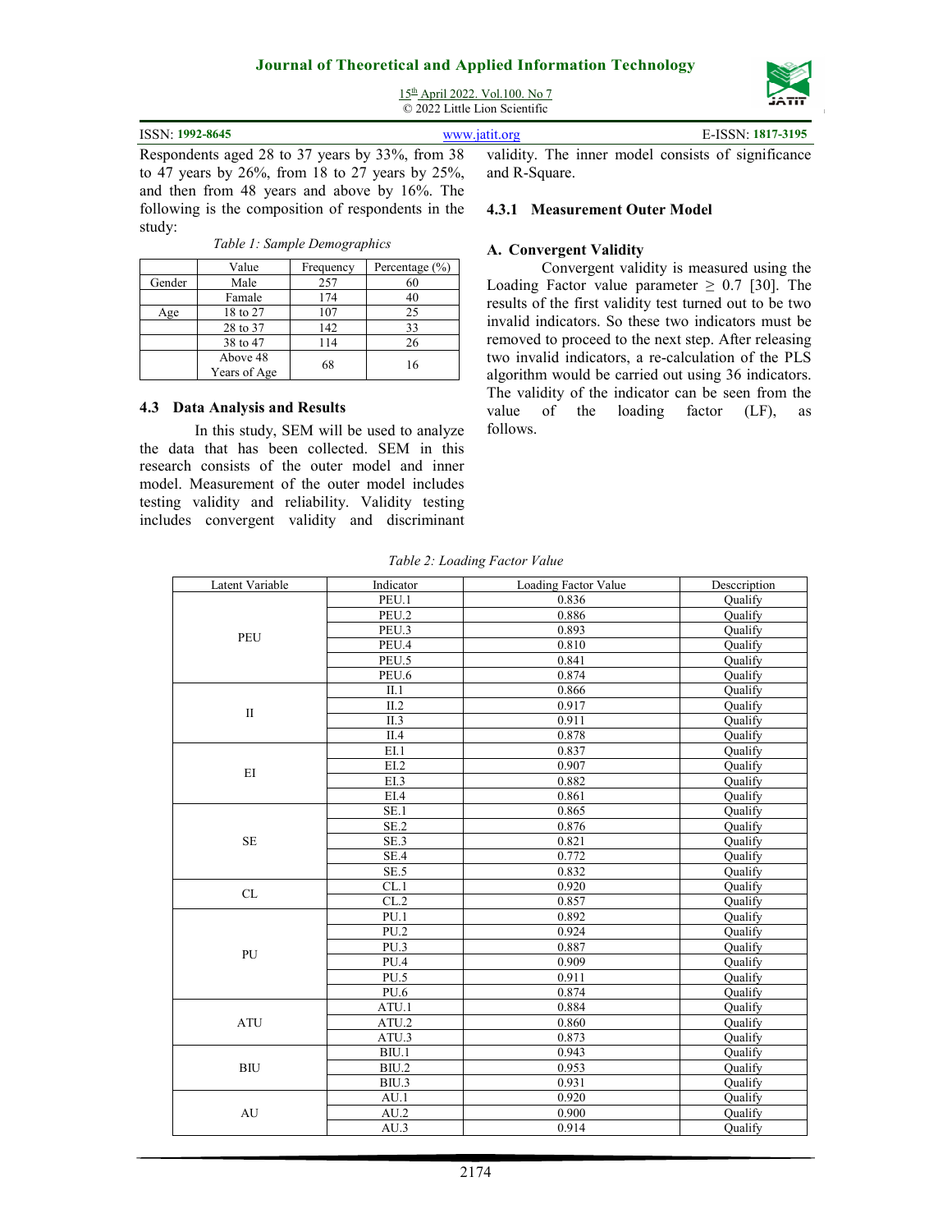Respondents aged 28 to 37 years by 33%, from 38 to 47 years by 26%, from 18 to 27 years by 25%, and then from 48 years and above by 16%. The following is the composition of respondents in the study:

*Table 1: Sample Demographics*

| | Value | Frequency | Percentage (%) |
|---|---|---|---|
| Gender | Male | 257 | 60 |
| | Famale | 174 | 40 |
| Age | 18 to 27 | 107 | 25 |
| | 28 to 37 | 142 | 33 |
| | 38 to 47 | 114 | 26 |
| | Above 48 Years of Age | 68 | 16 |

### 4.3 Data Analysis and Results

In this study, SEM will be used to analyze the data that has been collected. SEM in this research consists of the outer model and inner model. Measurement of the outer model includes testing validity and reliability. Validity testing includes convergent validity and discriminant validity. The inner model consists of significance and R-Square.

#### 4.3.1 Measurement Outer Model

**A. Convergent Validity**

Convergent validity is measured using the Loading Factor value parameter ≥ 0.7 [30]. The results of the first validity test turned out to be two invalid indicators. So these two indicators must be removed to proceed to the next step. After releasing two invalid indicators, a re-calculation of the PLS algorithm would be carried out using 36 indicators. The validity of the indicator can be seen from the value of the loading factor (LF), as follows.

*Table 2: Loading Factor Value*

| Latent Variable | Indicator | Loading Factor Value | Desccription |
|---|---|---|---|
| PEU | PEU.1 | 0.836 | Qualify |
| | PEU.2 | 0.886 | Qualify |
| | PEU.3 | 0.893 | Qualify |
| | PEU.4 | 0.810 | Qualify |
| | PEU.5 | 0.841 | Qualify |
| | PEU.6 | 0.874 | Qualify |
| II | II.1 | 0.866 | Qualify |
| | II.2 | 0.917 | Qualify |
| | II.3 | 0.911 | Qualify |
| | II.4 | 0.878 | Qualify |
| EI | EI.1 | 0.837 | Qualify |
| | EI.2 | 0.907 | Qualify |
| | EI.3 | 0.882 | Qualify |
| | EI.4 | 0.861 | Qualify |
| SE | SE.1 | 0.865 | Qualify |
| | SE.2 | 0.876 | Qualify |
| | SE.3 | 0.821 | Qualify |
| | SE.4 | 0.772 | Qualify |
| | SE.5 | 0.832 | Qualify |
| CL | CL.1 | 0.920 | Qualify |
| | CL.2 | 0.857 | Qualify |
| PU | PU.1 | 0.892 | Qualify |
| | PU.2 | 0.924 | Qualify |
| | PU.3 | 0.887 | Qualify |
| | PU.4 | 0.909 | Qualify |
| | PU.5 | 0.911 | Qualify |
| | PU.6 | 0.874 | Qualify |
| ATU | ATU.1 | 0.884 | Qualify |
| | ATU.2 | 0.860 | Qualify |
| | ATU.3 | 0.873 | Qualify |
| BIU | BIU.1 | 0.943 | Qualify |
| | BIU.2 | 0.953 | Qualify |
| | BIU.3 | 0.931 | Qualify |
| AU | AU.1 | 0.920 | Qualify |
| | AU.2 | 0.900 | Qualify |
| | AU.3 | 0.914 | Qualify |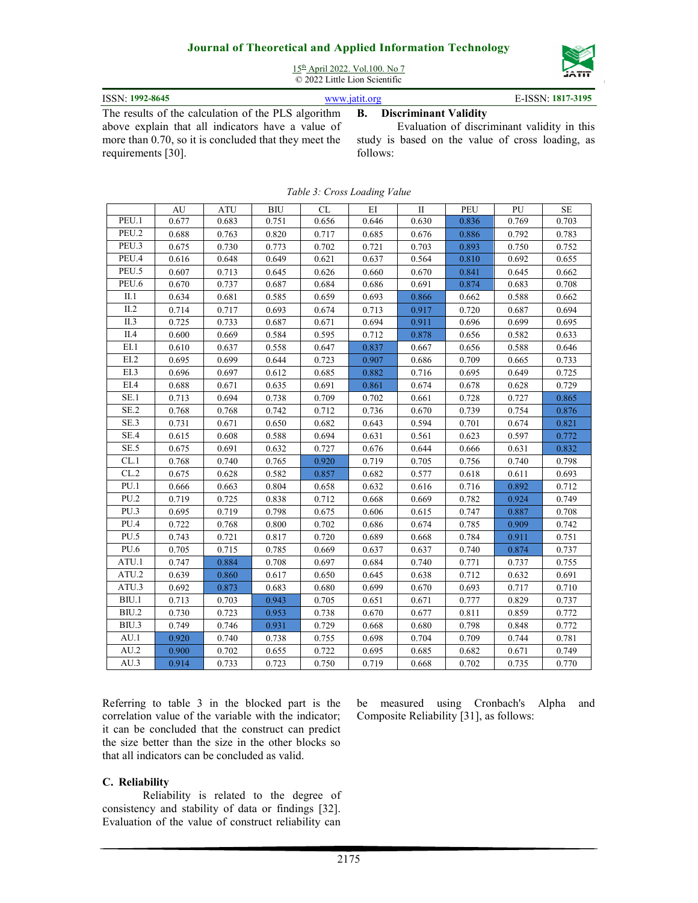The results of the calculation of the PLS algorithm above explain that all indicators have a value of more than 0.70, so it is concluded that they meet the requirements [30].

### B. Discriminant Validity

Evaluation of discriminant validity in this study is based on the value of cross loading, as follows:

*Table 3: Cross Loading Value*

| | AU | ATU | BIU | CL | EI | II | PEU | PU | SE |
|---|---|---|---|---|---|---|---|---|---|
| PEU.1 | 0.677 | 0.683 | 0.751 | 0.656 | 0.646 | 0.630 | 0.836 | 0.769 | 0.703 |
| PEU.2 | 0.688 | 0.763 | 0.820 | 0.717 | 0.685 | 0.676 | 0.886 | 0.792 | 0.783 |
| PEU.3 | 0.675 | 0.730 | 0.773 | 0.702 | 0.721 | 0.703 | 0.893 | 0.750 | 0.752 |
| PEU.4 | 0.616 | 0.648 | 0.649 | 0.621 | 0.637 | 0.564 | 0.810 | 0.692 | 0.655 |
| PEU.5 | 0.607 | 0.713 | 0.645 | 0.626 | 0.660 | 0.670 | 0.841 | 0.645 | 0.662 |
| PEU.6 | 0.670 | 0.737 | 0.687 | 0.684 | 0.686 | 0.691 | 0.874 | 0.683 | 0.708 |
| II.1 | 0.634 | 0.681 | 0.585 | 0.659 | 0.693 | 0.866 | 0.662 | 0.588 | 0.662 |
| II.2 | 0.714 | 0.717 | 0.693 | 0.674 | 0.713 | 0.917 | 0.720 | 0.687 | 0.694 |
| II.3 | 0.725 | 0.733 | 0.687 | 0.671 | 0.694 | 0.911 | 0.696 | 0.699 | 0.695 |
| II.4 | 0.600 | 0.669 | 0.584 | 0.595 | 0.712 | 0.878 | 0.656 | 0.582 | 0.633 |
| EI.1 | 0.610 | 0.637 | 0.558 | 0.647 | 0.837 | 0.667 | 0.656 | 0.588 | 0.646 |
| EI.2 | 0.695 | 0.699 | 0.644 | 0.723 | 0.907 | 0.686 | 0.709 | 0.665 | 0.733 |
| EI.3 | 0.696 | 0.697 | 0.612 | 0.685 | 0.882 | 0.716 | 0.695 | 0.649 | 0.725 |
| EI.4 | 0.688 | 0.671 | 0.635 | 0.691 | 0.861 | 0.674 | 0.678 | 0.628 | 0.729 |
| SE.1 | 0.713 | 0.694 | 0.738 | 0.709 | 0.702 | 0.661 | 0.728 | 0.727 | 0.865 |
| SE.2 | 0.768 | 0.768 | 0.742 | 0.712 | 0.736 | 0.670 | 0.739 | 0.754 | 0.876 |
| SE.3 | 0.731 | 0.671 | 0.650 | 0.682 | 0.643 | 0.594 | 0.701 | 0.674 | 0.821 |
| SE.4 | 0.615 | 0.608 | 0.588 | 0.694 | 0.631 | 0.561 | 0.623 | 0.597 | 0.772 |
| SE.5 | 0.675 | 0.691 | 0.632 | 0.727 | 0.676 | 0.644 | 0.666 | 0.631 | 0.832 |
| CL.1 | 0.768 | 0.740 | 0.765 | 0.920 | 0.719 | 0.705 | 0.756 | 0.740 | 0.798 |
| CL.2 | 0.675 | 0.628 | 0.582 | 0.857 | 0.682 | 0.577 | 0.618 | 0.611 | 0.693 |
| PU.1 | 0.666 | 0.663 | 0.804 | 0.658 | 0.632 | 0.616 | 0.716 | 0.892 | 0.712 |
| PU.2 | 0.719 | 0.725 | 0.838 | 0.712 | 0.668 | 0.669 | 0.782 | 0.924 | 0.749 |
| PU.3 | 0.695 | 0.719 | 0.798 | 0.675 | 0.606 | 0.615 | 0.747 | 0.887 | 0.708 |
| PU.4 | 0.722 | 0.768 | 0.800 | 0.702 | 0.686 | 0.674 | 0.785 | 0.909 | 0.742 |
| PU.5 | 0.743 | 0.721 | 0.817 | 0.720 | 0.689 | 0.668 | 0.784 | 0.911 | 0.751 |
| PU.6 | 0.705 | 0.715 | 0.785 | 0.669 | 0.637 | 0.637 | 0.740 | 0.874 | 0.737 |
| ATU.1 | 0.747 | 0.884 | 0.708 | 0.697 | 0.684 | 0.740 | 0.771 | 0.737 | 0.755 |
| ATU.2 | 0.639 | 0.860 | 0.617 | 0.650 | 0.645 | 0.638 | 0.712 | 0.632 | 0.691 |
| ATU.3 | 0.692 | 0.873 | 0.683 | 0.680 | 0.699 | 0.670 | 0.693 | 0.717 | 0.710 |
| BIU.1 | 0.713 | 0.703 | 0.943 | 0.705 | 0.651 | 0.671 | 0.777 | 0.829 | 0.737 |
| BIU.2 | 0.730 | 0.723 | 0.953 | 0.738 | 0.670 | 0.677 | 0.811 | 0.859 | 0.772 |
| BIU.3 | 0.749 | 0.746 | 0.931 | 0.729 | 0.668 | 0.680 | 0.798 | 0.848 | 0.772 |
| AU.1 | 0.920 | 0.740 | 0.738 | 0.755 | 0.698 | 0.704 | 0.709 | 0.744 | 0.781 |
| AU.2 | 0.900 | 0.702 | 0.655 | 0.722 | 0.695 | 0.685 | 0.682 | 0.671 | 0.749 |
| AU.3 | 0.914 | 0.733 | 0.723 | 0.750 | 0.719 | 0.668 | 0.702 | 0.735 | 0.770 |

Referring to table 3 in the blocked part is the correlation value of the variable with the indicator; it can be concluded that the construct can predict the size better than the size in the other blocks so that all indicators can be concluded as valid.

### C. Reliability

Reliability is related to the degree of consistency and stability of data or findings [32]. Evaluation of the value of construct reliability can be measured using Cronbach's Alpha and Composite Reliability [31], as follows: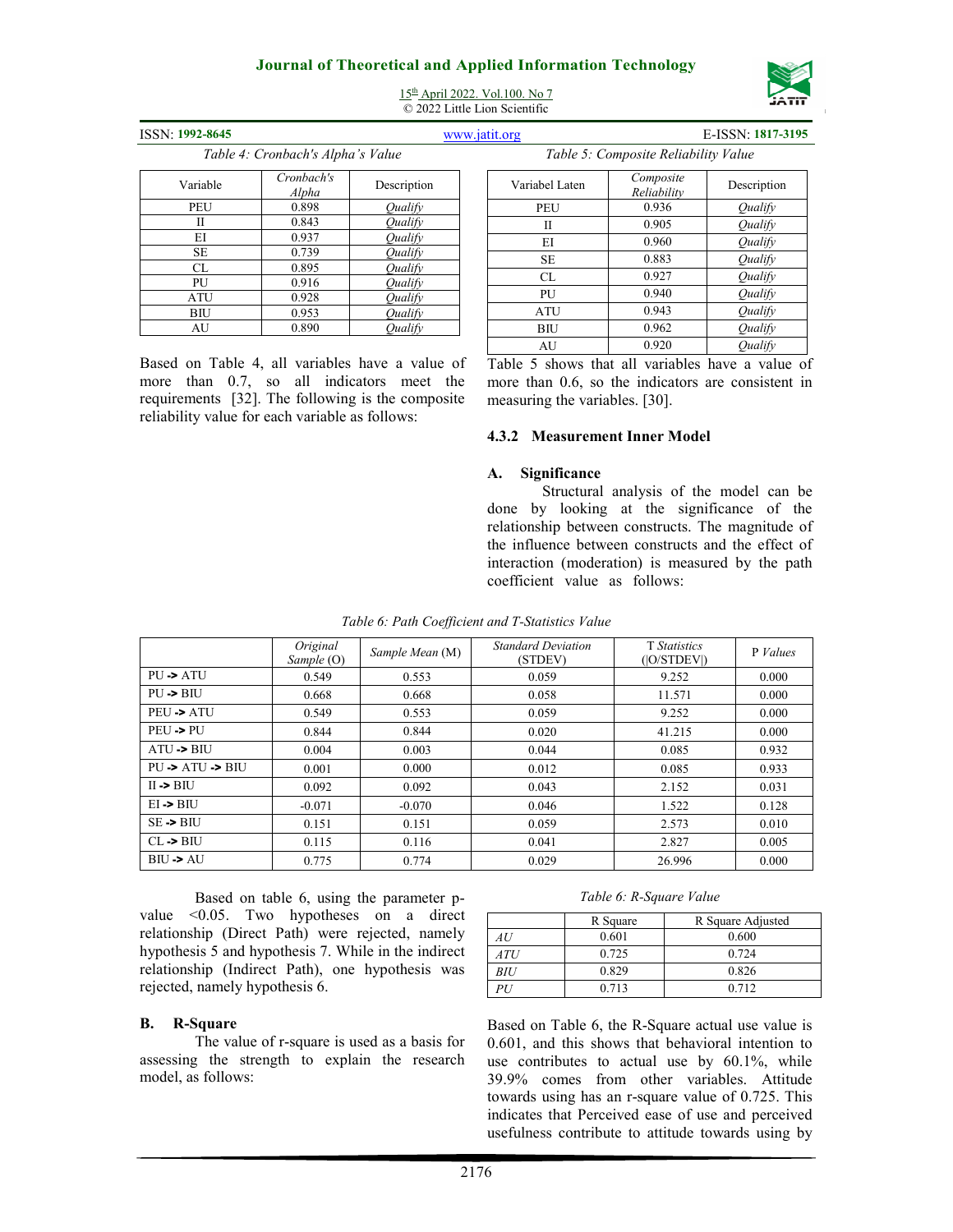*Table 4: Cronbach's Alpha's Value*

| Variable | *Cronbach's Alpha* | Description |
|---|---|---|
| PEU | 0.898 | *Qualify* |
| II | 0.843 | *Qualify* |
| EI | 0.937 | *Qualify* |
| SE | 0.739 | *Qualify* |
| CL | 0.895 | *Qualify* |
| PU | 0.916 | *Qualify* |
| ATU | 0.928 | *Qualify* |
| BIU | 0.953 | *Qualify* |
| AU | 0.890 | *Qualify* |

Based on Table 4, all variables have a value of more than 0.7, so all indicators meet the requirements [32]. The following is the composite reliability value for each variable as follows:

*Table 5: Composite Reliability Value*

| Variabel Laten | *Composite Reliability* | Description |
|---|---|---|
| PEU | 0.936 | *Qualify* |
| II | 0.905 | *Qualify* |
| EI | 0.960 | *Qualify* |
| SE | 0.883 | *Qualify* |
| CL | 0.927 | *Qualify* |
| PU | 0.940 | *Qualify* |
| ATU | 0.943 | *Qualify* |
| BIU | 0.962 | *Qualify* |
| AU | 0.920 | *Qualify* |

Table 5 shows that all variables have a value of more than 0.6, so the indicators are consistent in measuring the variables. [30].

### 4.3.2 Measurement Inner Model

#### A. Significance

Structural analysis of the model can be done by looking at the significance of the relationship between constructs. The magnitude of the influence between constructs and the effect of interaction (moderation) is measured by the path coefficient value as follows:

*Table 6: Path Coefficient and T-Statistics Value*

| | *Original Sample* (O) | *Sample Mean* (M) | *Standard Deviation* (STDEV) | T *Statistics* (\|O/STDEV\|) | P *Values* |
|---|---|---|---|---|---|
| PU -> ATU | 0.549 | 0.553 | 0.059 | 9.252 | 0.000 |
| PU -> BIU | 0.668 | 0.668 | 0.058 | 11.571 | 0.000 |
| PEU -> ATU | 0.549 | 0.553 | 0.059 | 9.252 | 0.000 |
| PEU -> PU | 0.844 | 0.844 | 0.020 | 41.215 | 0.000 |
| ATU -> BIU | 0.004 | 0.003 | 0.044 | 0.085 | 0.932 |
| PU -> ATU -> BIU | 0.001 | 0.000 | 0.012 | 0.085 | 0.933 |
| II -> BIU | 0.092 | 0.092 | 0.043 | 2.152 | 0.031 |
| EI -> BIU | -0.071 | -0.070 | 0.046 | 1.522 | 0.128 |
| SE -> BIU | 0.151 | 0.151 | 0.059 | 2.573 | 0.010 |
| CL -> BIU | 0.115 | 0.116 | 0.041 | 2.827 | 0.005 |
| BIU -> AU | 0.775 | 0.774 | 0.029 | 26.996 | 0.000 |

Based on table 6, using the parameter p-value <0.05. Two hypotheses on a direct relationship (Direct Path) were rejected, namely hypothesis 5 and hypothesis 7. While in the indirect relationship (Indirect Path), one hypothesis was rejected, namely hypothesis 6.

#### B. R-Square

The value of r-square is used as a basis for assessing the strength to explain the research model, as follows:

*Table 6: R-Square Value*

| | R Square | R Square Adjusted |
|---|---|---|
| *AU* | 0.601 | 0.600 |
| *ATU* | 0.725 | 0.724 |
| *BIU* | 0.829 | 0.826 |
| *PU* | 0.713 | 0.712 |

Based on Table 6, the R-Square actual use value is 0.601, and this shows that behavioral intention to use contributes to actual use by 60.1%, while 39.9% comes from other variables. Attitude towards using has an r-square value of 0.725. This indicates that Perceived ease of use and perceived usefulness contribute to attitude towards using by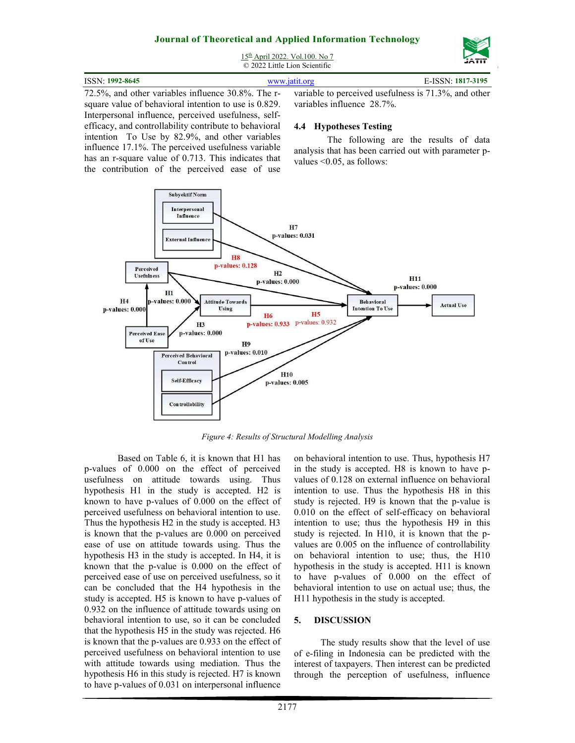72.5%, and other variables influence 30.8%. The r-square value of behavioral intention to use is 0.829. Interpersonal influence, perceived usefulness, self-efficacy, and controllability contribute to behavioral intention To Use by 82.9%, and other variables influence 17.1%. The perceived usefulness variable has an r-square value of 0.713. This indicates that the contribution of the perceived ease of use variable to perceived usefulness is 71.3%, and other variables influence 28.7%.

### 4.4 Hypotheses Testing

The following are the results of data analysis that has been carried out with parameter p-values <0.05, as follows:

*Figure 4: Results of Structural Modelling Analysis*

Based on Table 6, it is known that H1 has p-values of 0.000 on the effect of perceived usefulness on attitude towards using. Thus hypothesis H1 in the study is accepted. H2 is known to have p-values of 0.000 on the effect of perceived usefulness on behavioral intention to use. Thus the hypothesis H2 in the study is accepted. H3 is known that the p-values are 0.000 on perceived ease of use on attitude towards using. Thus the hypothesis H3 in the study is accepted. In H4, it is known that the p-value is 0.000 on the effect of perceived ease of use on perceived usefulness, so it can be concluded that the H4 hypothesis in the study is accepted. H5 is known to have p-values of 0.932 on the influence of attitude towards using on behavioral intention to use, so it can be concluded that the hypothesis H5 in the study was rejected. H6 is known that the p-values are 0.933 on the effect of perceived usefulness on behavioral intention to use with attitude towards using mediation. Thus the hypothesis H6 in this study is rejected. H7 is known to have p-values of 0.031 on interpersonal influence on behavioral intention to use. Thus, hypothesis H7 in the study is accepted. H8 is known to have p-values of 0.128 on external influence on behavioral intention to use. Thus the hypothesis H8 in this study is rejected. H9 is known that the p-value is 0.010 on the effect of self-efficacy on behavioral intention to use; thus the hypothesis H9 in this study is rejected. In H10, it is known that the p-values are 0.005 on the influence of controllability on behavioral intention to use; thus, the H10 hypothesis in the study is accepted. H11 is known to have p-values of 0.000 on the effect of behavioral intention to use on actual use; thus, the H11 hypothesis in the study is accepted.

## 5. DISCUSSION

The study results show that the level of use of e-filing in Indonesia can be predicted with the interest of taxpayers. Then interest can be predicted through the perception of usefulness, influence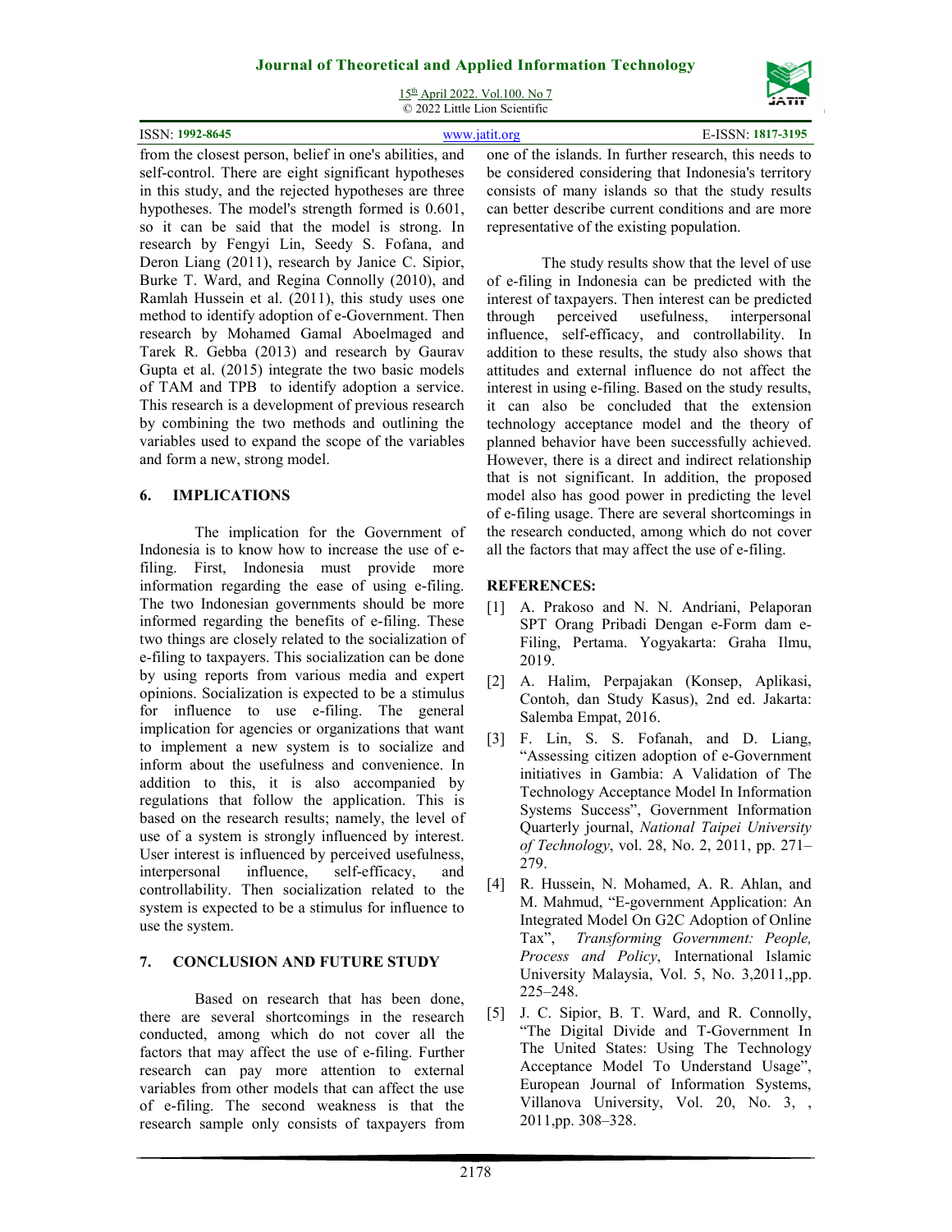from the closest person, belief in one's abilities, and self-control. There are eight significant hypotheses in this study, and the rejected hypotheses are three hypotheses. The model's strength formed is 0.601, so it can be said that the model is strong. In research by Fengyi Lin, Seedy S. Fofana, and Deron Liang (2011), research by Janice C. Sipior, Burke T. Ward, and Regina Connolly (2010), and Ramlah Hussein et al. (2011), this study uses one method to identify adoption of e-Government. Then research by Mohamed Gamal Aboelmaged and Tarek R. Gebba (2013) and research by Gaurav Gupta et al. (2015) integrate the two basic models of TAM and TPB to identify adoption a service. This research is a development of previous research by combining the two methods and outlining the variables used to expand the scope of the variables and form a new, strong model.

## 6. IMPLICATIONS

The implication for the Government of Indonesia is to know how to increase the use of e-filing. First, Indonesia must provide more information regarding the ease of using e-filing. The two Indonesian governments should be more informed regarding the benefits of e-filing. These two things are closely related to the socialization of e-filing to taxpayers. This socialization can be done by using reports from various media and expert opinions. Socialization is expected to be a stimulus for influence to use e-filing. The general implication for agencies or organizations that want to implement a new system is to socialize and inform about the usefulness and convenience. In addition to this, it is also accompanied by regulations that follow the application. This is based on the research results; namely, the level of use of a system is strongly influenced by interest. User interest is influenced by perceived usefulness, interpersonal influence, self-efficacy, and controllability. Then socialization related to the system is expected to be a stimulus for influence to use the system.

## 7. CONCLUSION AND FUTURE STUDY

Based on research that has been done, there are several shortcomings in the research conducted, among which do not cover all the factors that may affect the use of e-filing. Further research can pay more attention to external variables from other models that can affect the use of e-filing. The second weakness is that the research sample only consists of taxpayers from one of the islands. In further research, this needs to be considered considering that Indonesia's territory consists of many islands so that the study results can better describe current conditions and are more representative of the existing population.

The study results show that the level of use of e-filing in Indonesia can be predicted with the interest of taxpayers. Then interest can be predicted through perceived usefulness, interpersonal influence, self-efficacy, and controllability. In addition to these results, the study also shows that attitudes and external influence do not affect the interest in using e-filing. Based on the study results, it can also be concluded that the extension technology acceptance model and the theory of planned behavior have been successfully achieved. However, there is a direct and indirect relationship that is not significant. In addition, the proposed model also has good power in predicting the level of e-filing usage. There are several shortcomings in the research conducted, among which do not cover all the factors that may affect the use of e-filing.

**REFERENCES:**

[1] A. Prakoso and N. N. Andriani, Pelaporan SPT Orang Pribadi Dengan e-Form dam e-Filing, Pertama. Yogyakarta: Graha Ilmu, 2019.

[2] A. Halim, Perpajakan (Konsep, Aplikasi, Contoh, dan Study Kasus), 2nd ed. Jakarta: Salemba Empat, 2016.

[3] F. Lin, S. S. Fofanah, and D. Liang, "Assessing citizen adoption of e-Government initiatives in Gambia: A Validation of The Technology Acceptance Model In Information Systems Success", Government Information Quarterly journal, *National Taipei University of Technology*, vol. 28, No. 2, 2011, pp. 271–279.

[4] R. Hussein, N. Mohamed, A. R. Ahlan, and M. Mahmud, "E-government Application: An Integrated Model On G2C Adoption of Online Tax", *Transforming Government: People, Process and Policy*, International Islamic University Malaysia, Vol. 5, No. 3,2011,,pp. 225–248.

[5] J. C. Sipior, B. T. Ward, and R. Connolly, "The Digital Divide and T-Government In The United States: Using The Technology Acceptance Model To Understand Usage", European Journal of Information Systems, Villanova University, Vol. 20, No. 3, , 2011,pp. 308–328.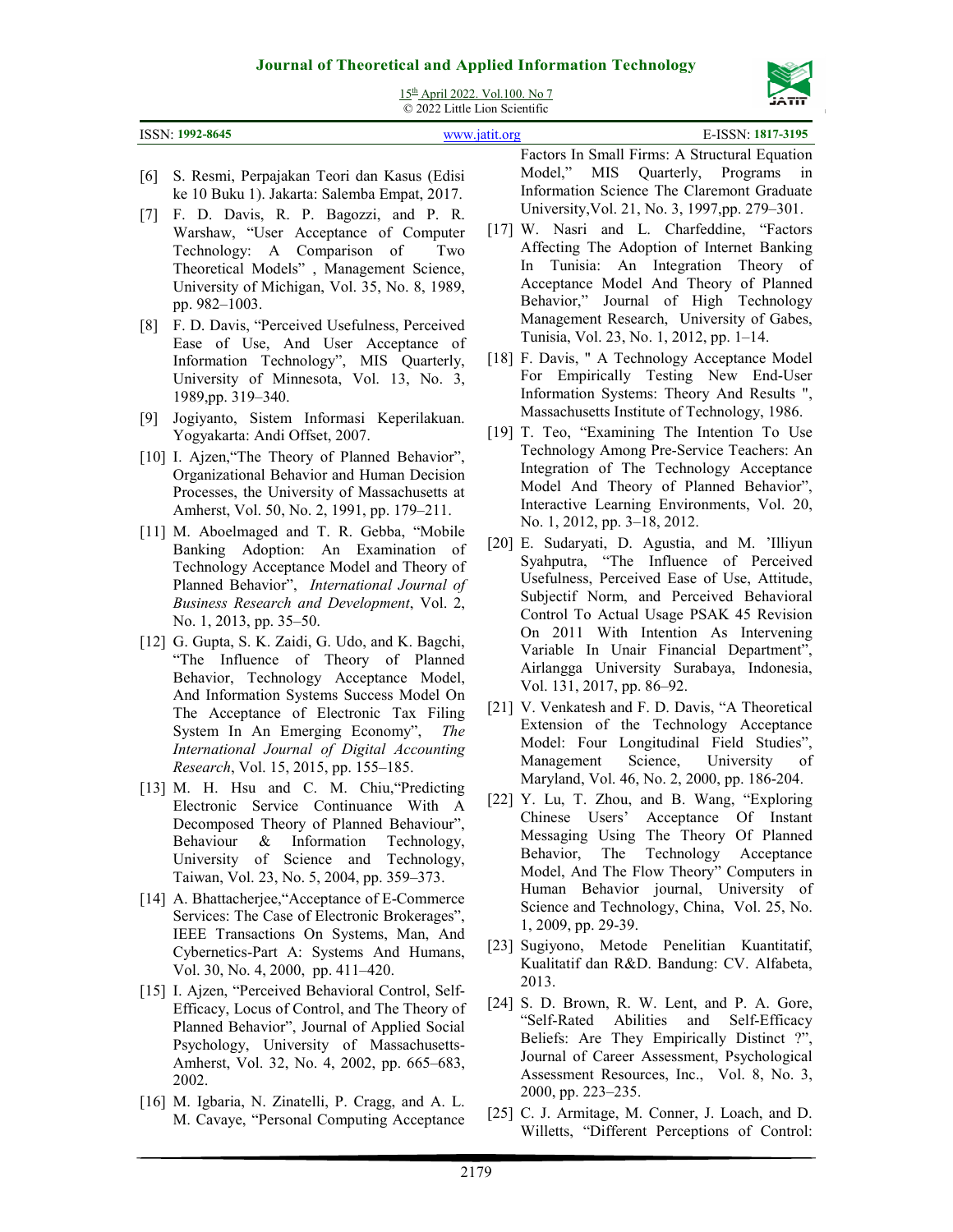[6] S. Resmi, Perpajakan Teori dan Kasus (Edisi ke 10 Buku 1). Jakarta: Salemba Empat, 2017.

[7] F. D. Davis, R. P. Bagozzi, and P. R. Warshaw, "User Acceptance of Computer Technology: A Comparison of Two Theoretical Models" , Management Science, University of Michigan, Vol. 35, No. 8, 1989, pp. 982–1003.

[8] F. D. Davis, "Perceived Usefulness, Perceived Ease of Use, And User Acceptance of Information Technology", MIS Quarterly, University of Minnesota, Vol. 13, No. 3, 1989,pp. 319–340.

[9] Jogiyanto, Sistem Informasi Keperilakuan. Yogyakarta: Andi Offset, 2007.

[10] I. Ajzen,"The Theory of Planned Behavior", Organizational Behavior and Human Decision Processes, the University of Massachusetts at Amherst, Vol. 50, No. 2, 1991, pp. 179–211.

[11] M. Aboelmaged and T. R. Gebba, "Mobile Banking Adoption: An Examination of Technology Acceptance Model and Theory of Planned Behavior", *International Journal of Business Research and Development*, Vol. 2, No. 1, 2013, pp. 35–50.

[12] G. Gupta, S. K. Zaidi, G. Udo, and K. Bagchi, "The Influence of Theory of Planned Behavior, Technology Acceptance Model, And Information Systems Success Model On The Acceptance of Electronic Tax Filing System In An Emerging Economy", *The International Journal of Digital Accounting Research*, Vol. 15, 2015, pp. 155–185.

[13] M. H. Hsu and C. M. Chiu,"Predicting Electronic Service Continuance With A Decomposed Theory of Planned Behaviour", Behaviour & Information Technology, University of Science and Technology, Taiwan, Vol. 23, No. 5, 2004, pp. 359–373.

[14] A. Bhattacherjee,"Acceptance of E-Commerce Services: The Case of Electronic Brokerages", IEEE Transactions On Systems, Man, And Cybernetics-Part A: Systems And Humans, Vol. 30, No. 4, 2000, pp. 411–420.

[15] I. Ajzen, "Perceived Behavioral Control, Self-Efficacy, Locus of Control, and The Theory of Planned Behavior", Journal of Applied Social Psychology, University of Massachusetts-Amherst, Vol. 32, No. 4, 2002, pp. 665–683, 2002.

[16] M. Igbaria, N. Zinatelli, P. Cragg, and A. L. M. Cavaye, "Personal Computing Acceptance Factors In Small Firms: A Structural Equation Model," MIS Quarterly, Programs in Information Science The Claremont Graduate University,Vol. 21, No. 3, 1997,pp. 279–301.

[17] W. Nasri and L. Charfeddine, "Factors Affecting The Adoption of Internet Banking In Tunisia: An Integration Theory of Acceptance Model And Theory of Planned Behavior," Journal of High Technology Management Research, University of Gabes, Tunisia, Vol. 23, No. 1, 2012, pp. 1–14.

[18] F. Davis, " A Technology Acceptance Model For Empirically Testing New End-User Information Systems: Theory And Results ", Massachusetts Institute of Technology, 1986.

[19] T. Teo, "Examining The Intention To Use Technology Among Pre-Service Teachers: An Integration of The Technology Acceptance Model And Theory of Planned Behavior", Interactive Learning Environments, Vol. 20, No. 1, 2012, pp. 3–18, 2012.

[20] E. Sudaryati, D. Agustia, and M. 'Illiyun Syahputra, "The Influence of Perceived Usefulness, Perceived Ease of Use, Attitude, Subjectif Norm, and Perceived Behavioral Control To Actual Usage PSAK 45 Revision On 2011 With Intention As Intervening Variable In Unair Financial Department", Airlangga University Surabaya, Indonesia, Vol. 131, 2017, pp. 86–92.

[21] V. Venkatesh and F. D. Davis, "A Theoretical Extension of the Technology Acceptance Model: Four Longitudinal Field Studies", Management Science, University of Maryland, Vol. 46, No. 2, 2000, pp. 186-204.

[22] Y. Lu, T. Zhou, and B. Wang, "Exploring Chinese Users' Acceptance Of Instant Messaging Using The Theory Of Planned Behavior, The Technology Acceptance Model, And The Flow Theory" Computers in Human Behavior journal, University of Science and Technology, China, Vol. 25, No. 1, 2009, pp. 29-39.

[23] Sugiyono, Metode Penelitian Kuantitatif, Kualitatif dan R&D. Bandung: CV. Alfabeta, 2013.

[24] S. D. Brown, R. W. Lent, and P. A. Gore, "Self-Rated Abilities and Self-Efficacy Beliefs: Are They Empirically Distinct ?", Journal of Career Assessment, Psychological Assessment Resources, Inc., Vol. 8, No. 3, 2000, pp. 223–235.

[25] C. J. Armitage, M. Conner, J. Loach, and D. Willetts, "Different Perceptions of Control: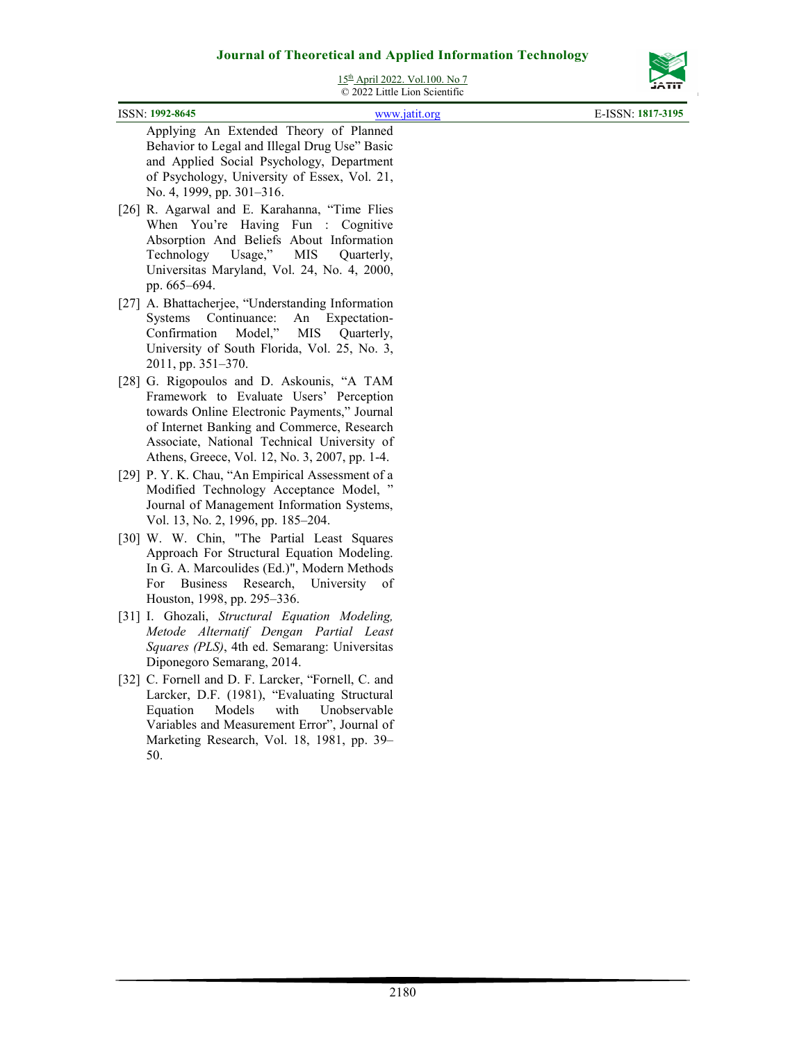Applying An Extended Theory of Planned Behavior to Legal and Illegal Drug Use" Basic and Applied Social Psychology, Department of Psychology, University of Essex, Vol. 21, No. 4, 1999, pp. 301–316.

[26] R. Agarwal and E. Karahanna, "Time Flies When You're Having Fun : Cognitive Absorption And Beliefs About Information Technology Usage," MIS Quarterly, Universitas Maryland, Vol. 24, No. 4, 2000, pp. 665–694.

[27] A. Bhattacherjee, "Understanding Information Systems Continuance: An Expectation-Confirmation Model," MIS Quarterly, University of South Florida, Vol. 25, No. 3, 2011, pp. 351–370.

[28] G. Rigopoulos and D. Askounis, "A TAM Framework to Evaluate Users' Perception towards Online Electronic Payments," Journal of Internet Banking and Commerce, Research Associate, National Technical University of Athens, Greece, Vol. 12, No. 3, 2007, pp. 1-4.

[29] P. Y. K. Chau, "An Empirical Assessment of a Modified Technology Acceptance Model, " Journal of Management Information Systems, Vol. 13, No. 2, 1996, pp. 185–204.

[30] W. W. Chin, "The Partial Least Squares Approach For Structural Equation Modeling. In G. A. Marcoulides (Ed.)", Modern Methods For Business Research, University of Houston, 1998, pp. 295–336.

[31] I. Ghozali, *Structural Equation Modeling, Metode Alternatif Dengan Partial Least Squares (PLS)*, 4th ed. Semarang: Universitas Diponegoro Semarang, 2014.

[32] C. Fornell and D. F. Larcker, "Fornell, C. and Larcker, D.F. (1981), "Evaluating Structural Equation Models with Unobservable Variables and Measurement Error", Journal of Marketing Research, Vol. 18, 1981, pp. 39–50.